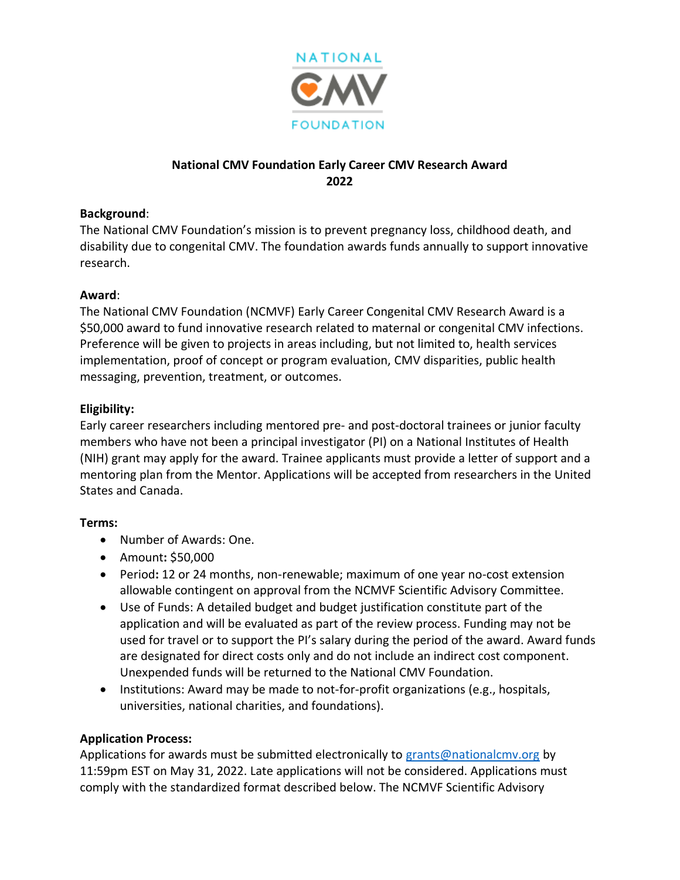NATIONAL CMV FOUNDATION

# National CMV Foundation Early Career CMV Research Award 2022

**Background**:
The National CMV Foundation's mission is to prevent pregnancy loss, childhood death, and disability due to congenital CMV. The foundation awards funds annually to support innovative research.

**Award**:
The National CMV Foundation (NCMVF) Early Career Congenital CMV Research Award is a $50,000 award to fund innovative research related to maternal or congenital CMV infections. Preference will be given to projects in areas including, but not limited to, health services implementation, proof of concept or program evaluation, CMV disparities, public health messaging, prevention, treatment, or outcomes.

**Eligibility:**
Early career researchers including mentored pre- and post-doctoral trainees or junior faculty members who have not been a principal investigator (PI) on a National Institutes of Health (NIH) grant may apply for the award. Trainee applicants must provide a letter of support and a mentoring plan from the Mentor. Applications will be accepted from researchers in the United States and Canada.

**Terms:**

- Number of Awards: One.
- Amount**:** $50,000
- Period**:** 12 or 24 months, non-renewable; maximum of one year no-cost extension allowable contingent on approval from the NCMVF Scientific Advisory Committee.
- Use of Funds: A detailed budget and budget justification constitute part of the application and will be evaluated as part of the review process. Funding may not be used for travel or to support the PI's salary during the period of the award. Award funds are designated for direct costs only and do not include an indirect cost component. Unexpended funds will be returned to the National CMV Foundation.
- Institutions: Award may be made to not-for-profit organizations (e.g., hospitals, universities, national charities, and foundations).

**Application Process:**
Applications for awards must be submitted electronically to grants@nationalcmv.org by 11:59pm EST on May 31, 2022. Late applications will not be considered. Applications must comply with the standardized format described below. The NCMVF Scientific Advisory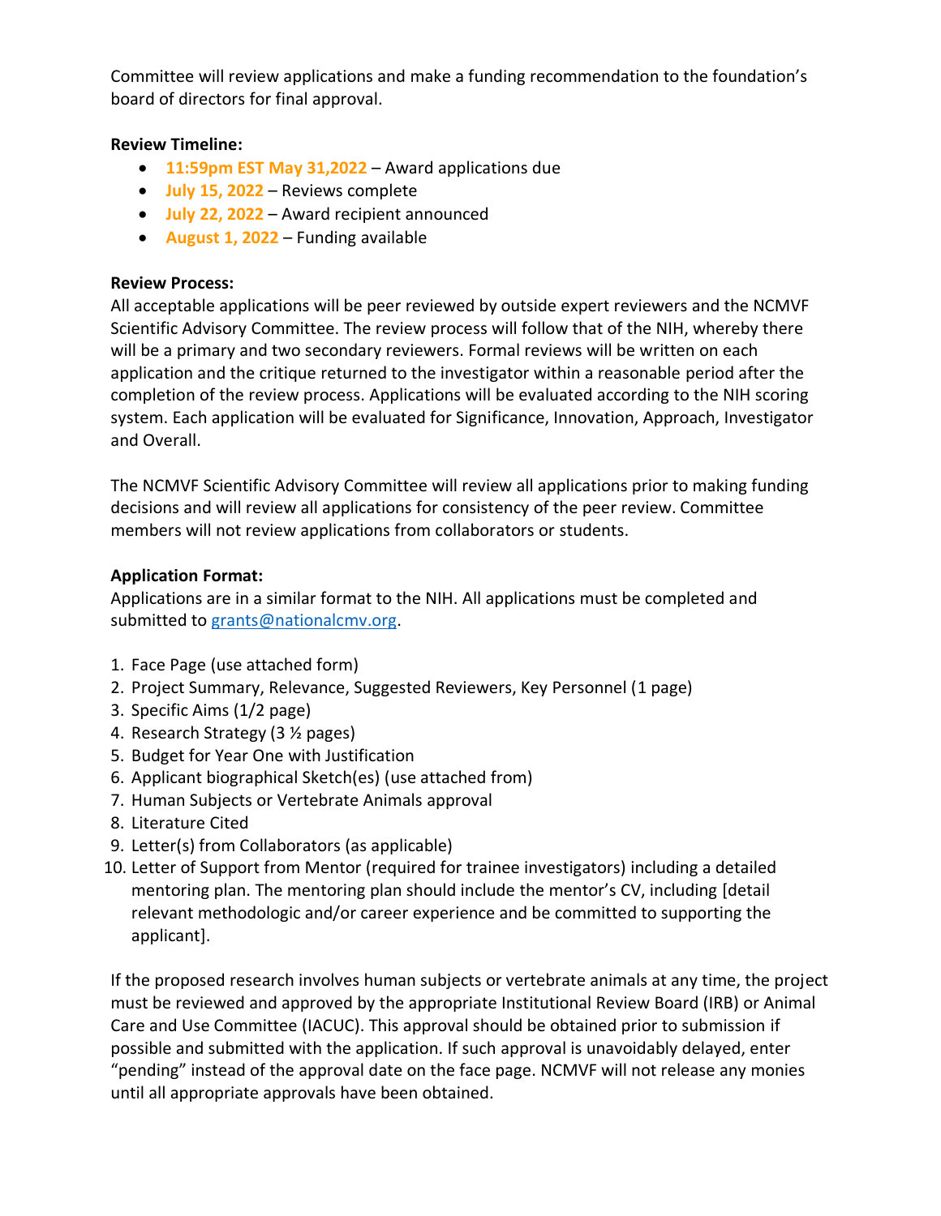Committee will review applications and make a funding recommendation to the foundation's board of directors for final approval.

**Review Timeline:**

- **11:59pm EST May 31,2022** – Award applications due
- **July 15, 2022** – Reviews complete
- **July 22, 2022** – Award recipient announced
- **August 1, 2022** – Funding available

**Review Process:**

All acceptable applications will be peer reviewed by outside expert reviewers and the NCMVF Scientific Advisory Committee. The review process will follow that of the NIH, whereby there will be a primary and two secondary reviewers. Formal reviews will be written on each application and the critique returned to the investigator within a reasonable period after the completion of the review process. Applications will be evaluated according to the NIH scoring system. Each application will be evaluated for Significance, Innovation, Approach, Investigator and Overall.

The NCMVF Scientific Advisory Committee will review all applications prior to making funding decisions and will review all applications for consistency of the peer review. Committee members will not review applications from collaborators or students.

**Application Format:**

Applications are in a similar format to the NIH. All applications must be completed and submitted to grants@nationalcmv.org.

1. Face Page (use attached form)
2. Project Summary, Relevance, Suggested Reviewers, Key Personnel (1 page)
3. Specific Aims (1/2 page)
4. Research Strategy (3 ½ pages)
5. Budget for Year One with Justification
6. Applicant biographical Sketch(es) (use attached from)
7. Human Subjects or Vertebrate Animals approval
8. Literature Cited
9. Letter(s) from Collaborators (as applicable)
10. Letter of Support from Mentor (required for trainee investigators) including a detailed mentoring plan. The mentoring plan should include the mentor's CV, including [detail relevant methodologic and/or career experience and be committed to supporting the applicant].

If the proposed research involves human subjects or vertebrate animals at any time, the project must be reviewed and approved by the appropriate Institutional Review Board (IRB) or Animal Care and Use Committee (IACUC). This approval should be obtained prior to submission if possible and submitted with the application. If such approval is unavoidably delayed, enter "pending" instead of the approval date on the face page. NCMVF will not release any monies until all appropriate approvals have been obtained.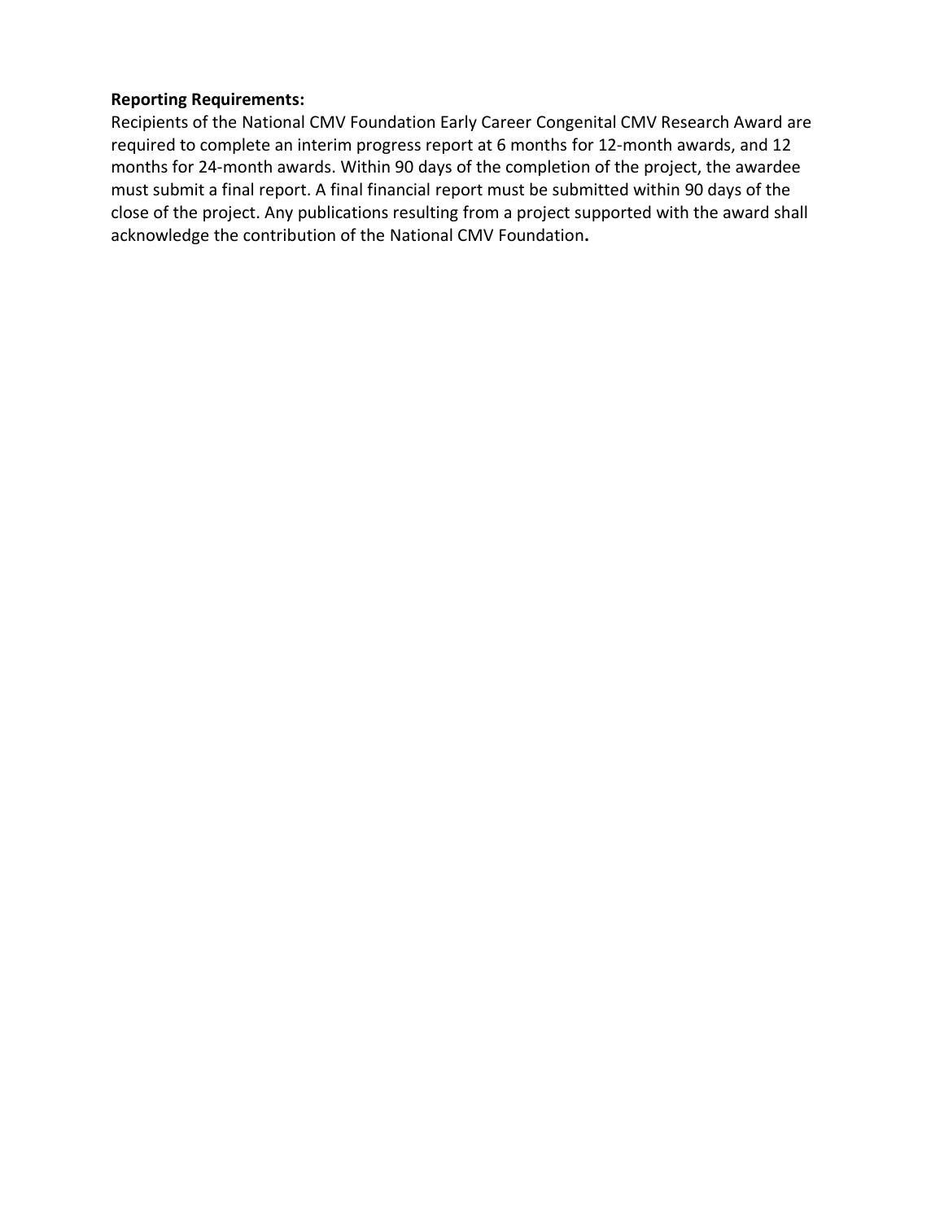**Reporting Requirements:**

Recipients of the National CMV Foundation Early Career Congenital CMV Research Award are required to complete an interim progress report at 6 months for 12-month awards, and 12 months for 24-month awards. Within 90 days of the completion of the project, the awardee must submit a final report. A final financial report must be submitted within 90 days of the close of the project. Any publications resulting from a project supported with the award shall acknowledge the contribution of the National CMV Foundation**.**